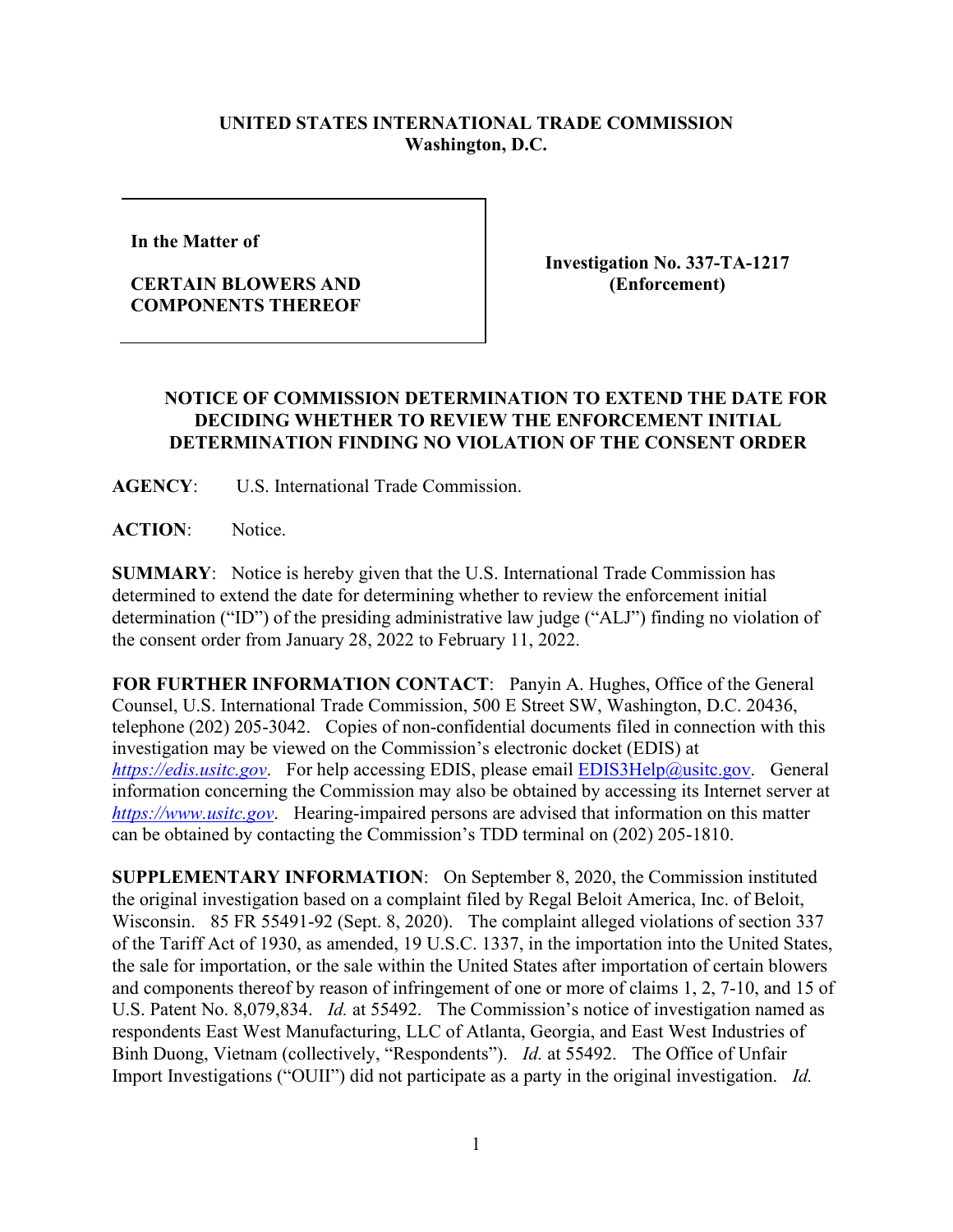**UNITED STATES INTERNATIONAL TRADE COMMISSION**
**Washington, D.C.**

| In the Matter of<br><br>**CERTAIN BLOWERS AND COMPONENTS THEREOF** | **Investigation No. 337-TA-1217 (Enforcement)** |
| --- | --- |

**NOTICE OF COMMISSION DETERMINATION TO EXTEND THE DATE FOR DECIDING WHETHER TO REVIEW THE ENFORCEMENT INITIAL DETERMINATION FINDING NO VIOLATION OF THE CONSENT ORDER**

**AGENCY**: U.S. International Trade Commission.

**ACTION**: Notice.

**SUMMARY**: Notice is hereby given that the U.S. International Trade Commission has determined to extend the date for determining whether to review the enforcement initial determination ("ID") of the presiding administrative law judge ("ALJ") finding no violation of the consent order from January 28, 2022 to February 11, 2022.

**FOR FURTHER INFORMATION CONTACT**: Panyin A. Hughes, Office of the General Counsel, U.S. International Trade Commission, 500 E Street SW, Washington, D.C. 20436, telephone (202) 205-3042. Copies of non-confidential documents filed in connection with this investigation may be viewed on the Commission's electronic docket (EDIS) at *https://edis.usitc.gov*. For help accessing EDIS, please email EDIS3Help@usitc.gov. General information concerning the Commission may also be obtained by accessing its Internet server at *https://www.usitc.gov*. Hearing-impaired persons are advised that information on this matter can be obtained by contacting the Commission's TDD terminal on (202) 205-1810.

**SUPPLEMENTARY INFORMATION**: On September 8, 2020, the Commission instituted the original investigation based on a complaint filed by Regal Beloit America, Inc. of Beloit, Wisconsin. 85 FR 55491-92 (Sept. 8, 2020). The complaint alleged violations of section 337 of the Tariff Act of 1930, as amended, 19 U.S.C. 1337, in the importation into the United States, the sale for importation, or the sale within the United States after importation of certain blowers and components thereof by reason of infringement of one or more of claims 1, 2, 7-10, and 15 of U.S. Patent No. 8,079,834. *Id.* at 55492. The Commission's notice of investigation named as respondents East West Manufacturing, LLC of Atlanta, Georgia, and East West Industries of Binh Duong, Vietnam (collectively, "Respondents"). *Id.* at 55492. The Office of Unfair Import Investigations ("OUII") did not participate as a party in the original investigation. *Id.*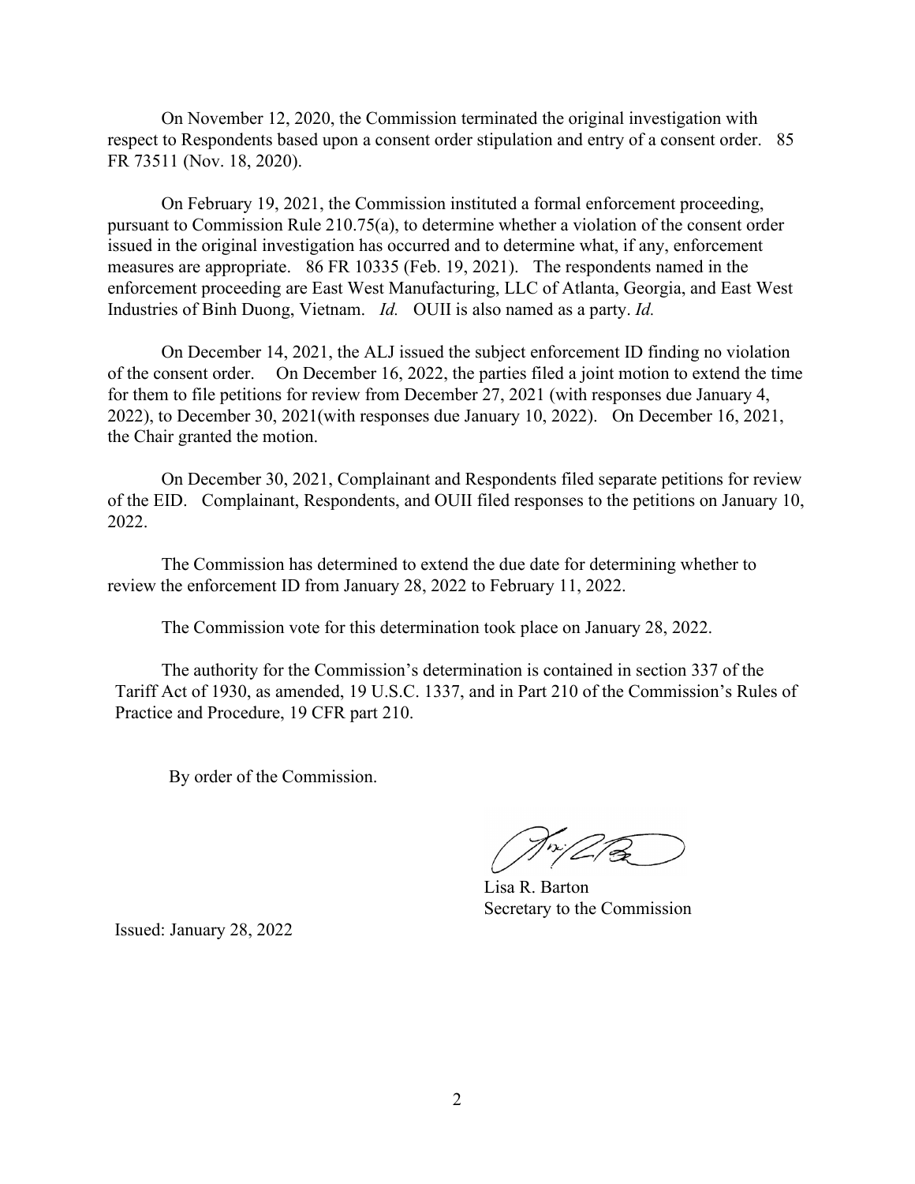On November 12, 2020, the Commission terminated the original investigation with respect to Respondents based upon a consent order stipulation and entry of a consent order. 85 FR 73511 (Nov. 18, 2020).

On February 19, 2021, the Commission instituted a formal enforcement proceeding, pursuant to Commission Rule 210.75(a), to determine whether a violation of the consent order issued in the original investigation has occurred and to determine what, if any, enforcement measures are appropriate. 86 FR 10335 (Feb. 19, 2021). The respondents named in the enforcement proceeding are East West Manufacturing, LLC of Atlanta, Georgia, and East West Industries of Binh Duong, Vietnam. *Id.* OUII is also named as a party. *Id.*

On December 14, 2021, the ALJ issued the subject enforcement ID finding no violation of the consent order. On December 16, 2022, the parties filed a joint motion to extend the time for them to file petitions for review from December 27, 2021 (with responses due January 4, 2022), to December 30, 2021(with responses due January 10, 2022). On December 16, 2021, the Chair granted the motion.

On December 30, 2021, Complainant and Respondents filed separate petitions for review of the EID. Complainant, Respondents, and OUII filed responses to the petitions on January 10, 2022.

The Commission has determined to extend the due date for determining whether to review the enforcement ID from January 28, 2022 to February 11, 2022.

The Commission vote for this determination took place on January 28, 2022.

The authority for the Commission's determination is contained in section 337 of the Tariff Act of 1930, as amended, 19 U.S.C. 1337, and in Part 210 of the Commission's Rules of Practice and Procedure, 19 CFR part 210.

By order of the Commission.

Lisa R. Barton
Secretary to the Commission

Issued: January 28, 2022